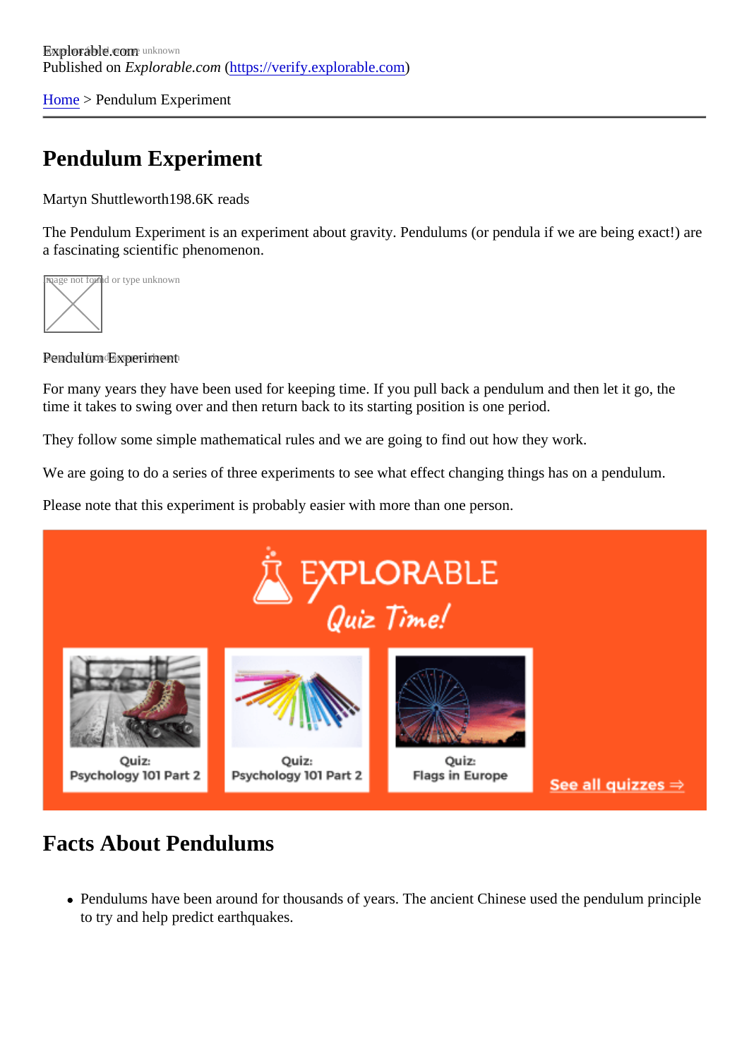Explorable.com
Published on *Explorable.com* (https://verify.explorable.com)

Home > Pendulum Experiment

# Pendulum Experiment

Martyn Shuttleworth198.6K reads

The Pendulum Experiment is an experiment about gravity. Pendulums (or pendula if we are being exact!) are a fascinating scientific phenomenon.

Pendulum Experiment

For many years they have been used for keeping time. If you pull back a pendulum and then let it go, the time it takes to swing over and then return back to its starting position is one period.

They follow some simple mathematical rules and we are going to find out how they work.

We are going to do a series of three experiments to see what effect changing things has on a pendulum.

Please note that this experiment is probably easier with more than one person.

## Facts About Pendulums

- Pendulums have been around for thousands of years. The ancient Chinese used the pendulum principle to try and help predict earthquakes.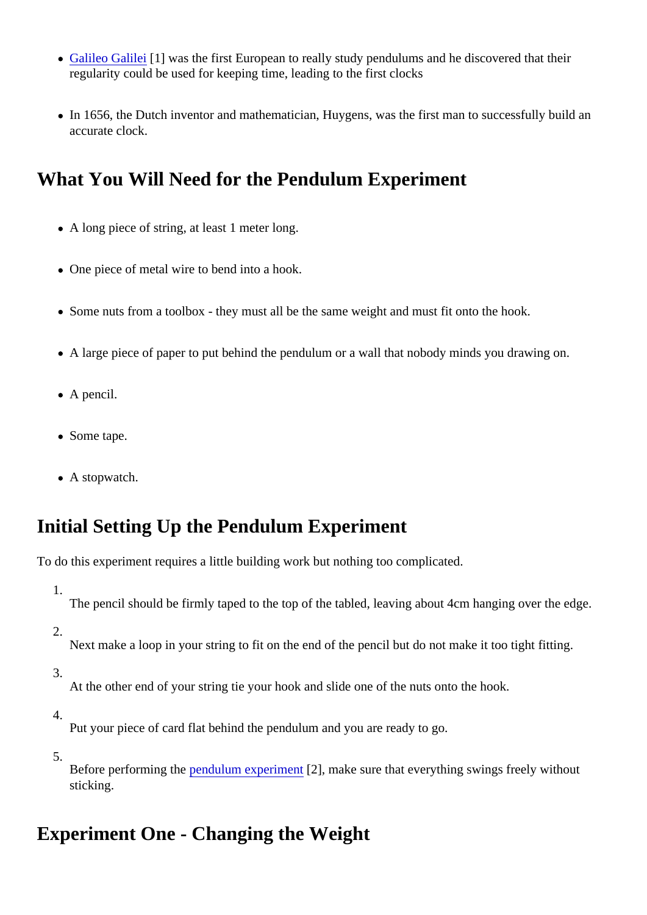- Galileo Galilei [1] was the first European to really study pendulums and he discovered that their regularity could be used for keeping time, leading to the first clocks

- In 1656, the Dutch inventor and mathematician, Huygens, was the first man to successfully build an accurate clock.

## What You Will Need for the Pendulum Experiment

- A long piece of string, at least 1 meter long.

- One piece of metal wire to bend into a hook.

- Some nuts from a toolbox - they must all be the same weight and must fit onto the hook.

- A large piece of paper to put behind the pendulum or a wall that nobody minds you drawing on.

- A pencil.

- Some tape.

- A stopwatch.

## Initial Setting Up the Pendulum Experiment

To do this experiment requires a little building work but nothing too complicated.

1. The pencil should be firmly taped to the top of the tabled, leaving about 4cm hanging over the edge.

2. Next make a loop in your string to fit on the end of the pencil but do not make it too tight fitting.

3. At the other end of your string tie your hook and slide one of the nuts onto the hook.

4. Put your piece of card flat behind the pendulum and you are ready to go.

5. Before performing the pendulum experiment [2], make sure that everything swings freely without sticking.

## Experiment One - Changing the Weight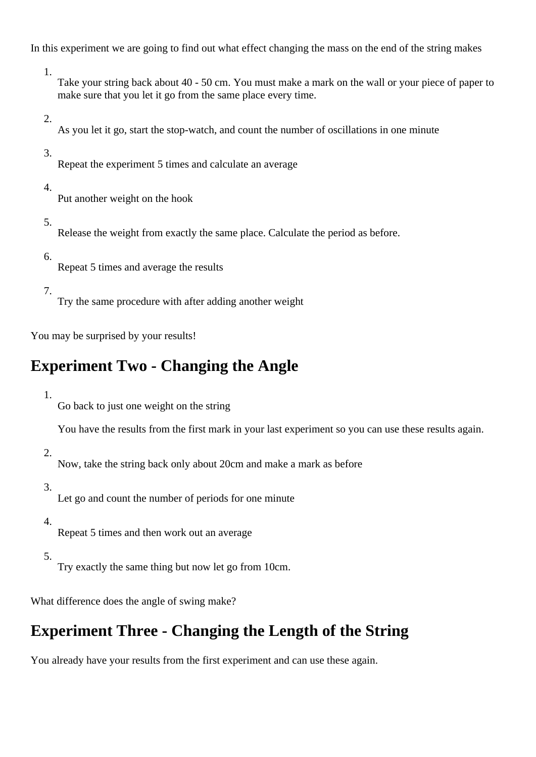In this experiment we are going to find out what effect changing the mass on the end of the string makes

1. Take your string back about 40 - 50 cm. You must make a mark on the wall or your piece of paper to make sure that you let it go from the same place every time.
2. As you let it go, start the stop-watch, and count the number of oscillations in one minute
3. Repeat the experiment 5 times and calculate an average
4. Put another weight on the hook
5. Release the weight from exactly the same place. Calculate the period as before.
6. Repeat 5 times and average the results
7. Try the same procedure with after adding another weight

You may be surprised by your results!

## Experiment Two - Changing the Angle

1. Go back to just one weight on the string

   You have the results from the first mark in your last experiment so you can use these results again.
2. Now, take the string back only about 20cm and make a mark as before
3. Let go and count the number of periods for one minute
4. Repeat 5 times and then work out an average
5. Try exactly the same thing but now let go from 10cm.

What difference does the angle of swing make?

## Experiment Three - Changing the Length of the String

You already have your results from the first experiment and can use these again.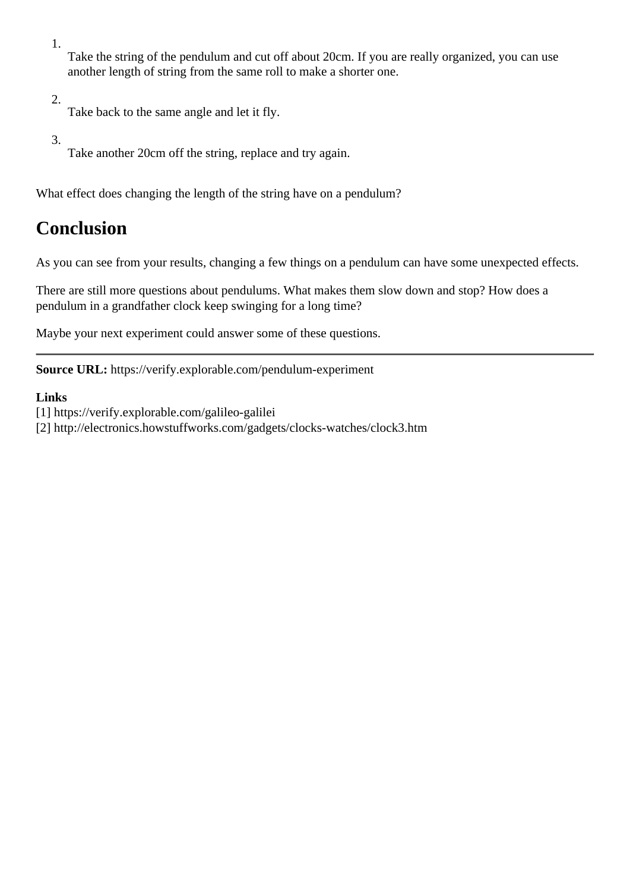1. Take the string of the pendulum and cut off about 20cm. If you are really organized, you can use another length of string from the same roll to make a shorter one.
2. Take back to the same angle and let it fly.
3. Take another 20cm off the string, replace and try again.

What effect does changing the length of the string have on a pendulum?

## Conclusion

As you can see from your results, changing a few things on a pendulum can have some unexpected effects.

There are still more questions about pendulums. What makes them slow down and stop? How does a pendulum in a grandfather clock keep swinging for a long time?

Maybe your next experiment could answer some of these questions.

---

**Source URL:** https://verify.explorable.com/pendulum-experiment

**Links**
[1] https://verify.explorable.com/galileo-galilei
[2] http://electronics.howstuffworks.com/gadgets/clocks-watches/clock3.htm